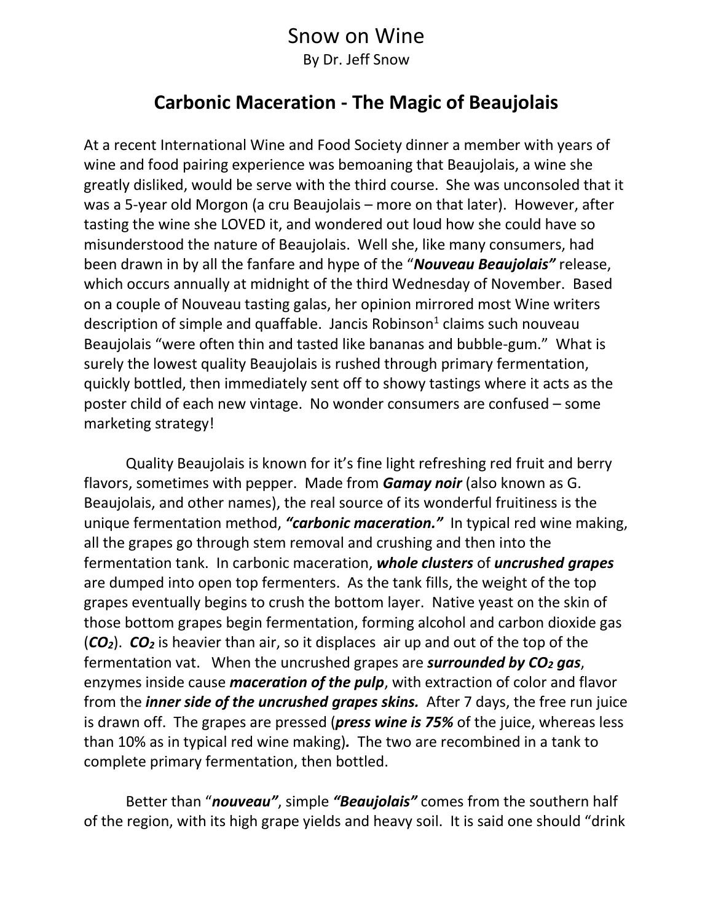# Snow on Wine

By Dr. Jeff Snow

## Carbonic Maceration - The Magic of Beaujolais

At a recent International Wine and Food Society dinner a member with years of wine and food pairing experience was bemoaning that Beaujolais, a wine she greatly disliked, would be serve with the third course. She was unconsoled that it was a 5-year old Morgon (a cru Beaujolais – more on that later). However, after tasting the wine she LOVED it, and wondered out loud how she could have so misunderstood the nature of Beaujolais. Well she, like many consumers, had been drawn in by all the fanfare and hype of the "***Nouveau Beaujolais"*** release, which occurs annually at midnight of the third Wednesday of November. Based on a couple of Nouveau tasting galas, her opinion mirrored most Wine writers description of simple and quaffable. Jancis Robinson[1] claims such nouveau Beaujolais "were often thin and tasted like bananas and bubble-gum." What is surely the lowest quality Beaujolais is rushed through primary fermentation, quickly bottled, then immediately sent off to showy tastings where it acts as the poster child of each new vintage. No wonder consumers are confused – some marketing strategy!

Quality Beaujolais is known for it's fine light refreshing red fruit and berry flavors, sometimes with pepper. Made from ***Gamay noir*** (also known as G. Beaujolais, and other names), the real source of its wonderful fruitiness is the unique fermentation method, ***"carbonic maceration."*** In typical red wine making, all the grapes go through stem removal and crushing and then into the fermentation tank. In carbonic maceration, ***whole clusters*** of ***uncrushed grapes*** are dumped into open top fermenters. As the tank fills, the weight of the top grapes eventually begins to crush the bottom layer. Native yeast on the skin of those bottom grapes begin fermentation, forming alcohol and carbon dioxide gas (***$CO_2$***). ***$CO_2$*** is heavier than air, so it displaces air up and out of the top of the fermentation vat. When the uncrushed grapes are ***surrounded by $CO_2$ gas***, enzymes inside cause ***maceration of the pulp***, with extraction of color and flavor from the ***inner side of the uncrushed grapes skins.*** After 7 days, the free run juice is drawn off. The grapes are pressed (***press wine is 75%*** of the juice, whereas less than 10% as in typical red wine making)***.*** The two are recombined in a tank to complete primary fermentation, then bottled.

Better than "***nouveau"***, simple ***"Beaujolais"*** comes from the southern half of the region, with its high grape yields and heavy soil. It is said one should "drink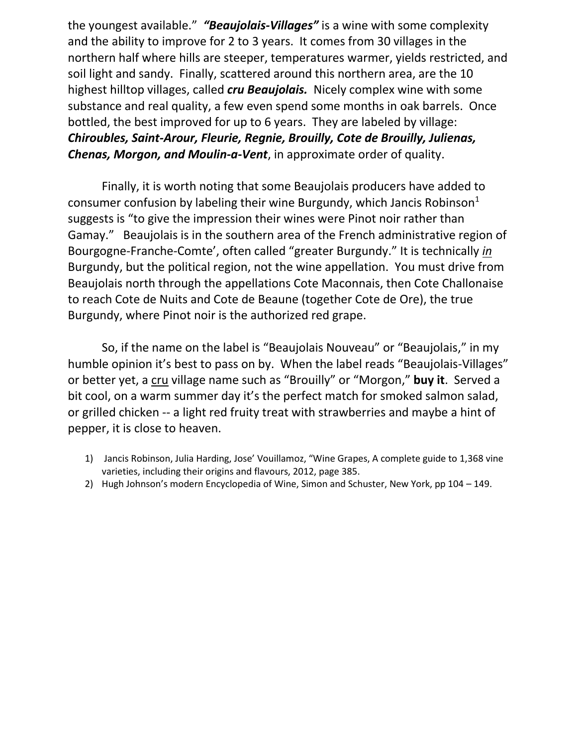the youngest available." ***"Beaujolais-Villages"*** is a wine with some complexity and the ability to improve for 2 to 3 years. It comes from 30 villages in the northern half where hills are steeper, temperatures warmer, yields restricted, and soil light and sandy. Finally, scattered around this northern area, are the 10 highest hilltop villages, called ***cru Beaujolais.*** Nicely complex wine with some substance and real quality, a few even spend some months in oak barrels. Once bottled, the best improved for up to 6 years. They are labeled by village: ***Chiroubles, Saint-Arour, Fleurie, Regnie, Brouilly, Cote de Brouilly, Julienas, Chenas, Morgon, and Moulin-a-Vent***, in approximate order of quality.

Finally, it is worth noting that some Beaujolais producers have added to consumer confusion by labeling their wine Burgundy, which Jancis Robinson[1] suggests is "to give the impression their wines were Pinot noir rather than Gamay." Beaujolais is in the southern area of the French administrative region of Bourgogne-Franche-Comte', often called "greater Burgundy." It is technically *<u>in</u>* Burgundy, but the political region, not the wine appellation. You must drive from Beaujolais north through the appellations Cote Maconnais, then Cote Challonaise to reach Cote de Nuits and Cote de Beaune (together Cote de Ore), the true Burgundy, where Pinot noir is the authorized red grape.

So, if the name on the label is "Beaujolais Nouveau" or "Beaujolais," in my humble opinion it's best to pass on by. When the label reads "Beaujolais-Villages" or better yet, a <u>cru</u> village name such as "Brouilly" or "Morgon," **buy it**. Served a bit cool, on a warm summer day it's the perfect match for smoked salmon salad, or grilled chicken -- a light red fruity treat with strawberries and maybe a hint of pepper, it is close to heaven.

1) Jancis Robinson, Julia Harding, Jose' Vouillamoz, "Wine Grapes, A complete guide to 1,368 vine varieties, including their origins and flavours, 2012, page 385.
2) Hugh Johnson's modern Encyclopedia of Wine, Simon and Schuster, New York, pp 104 – 149.